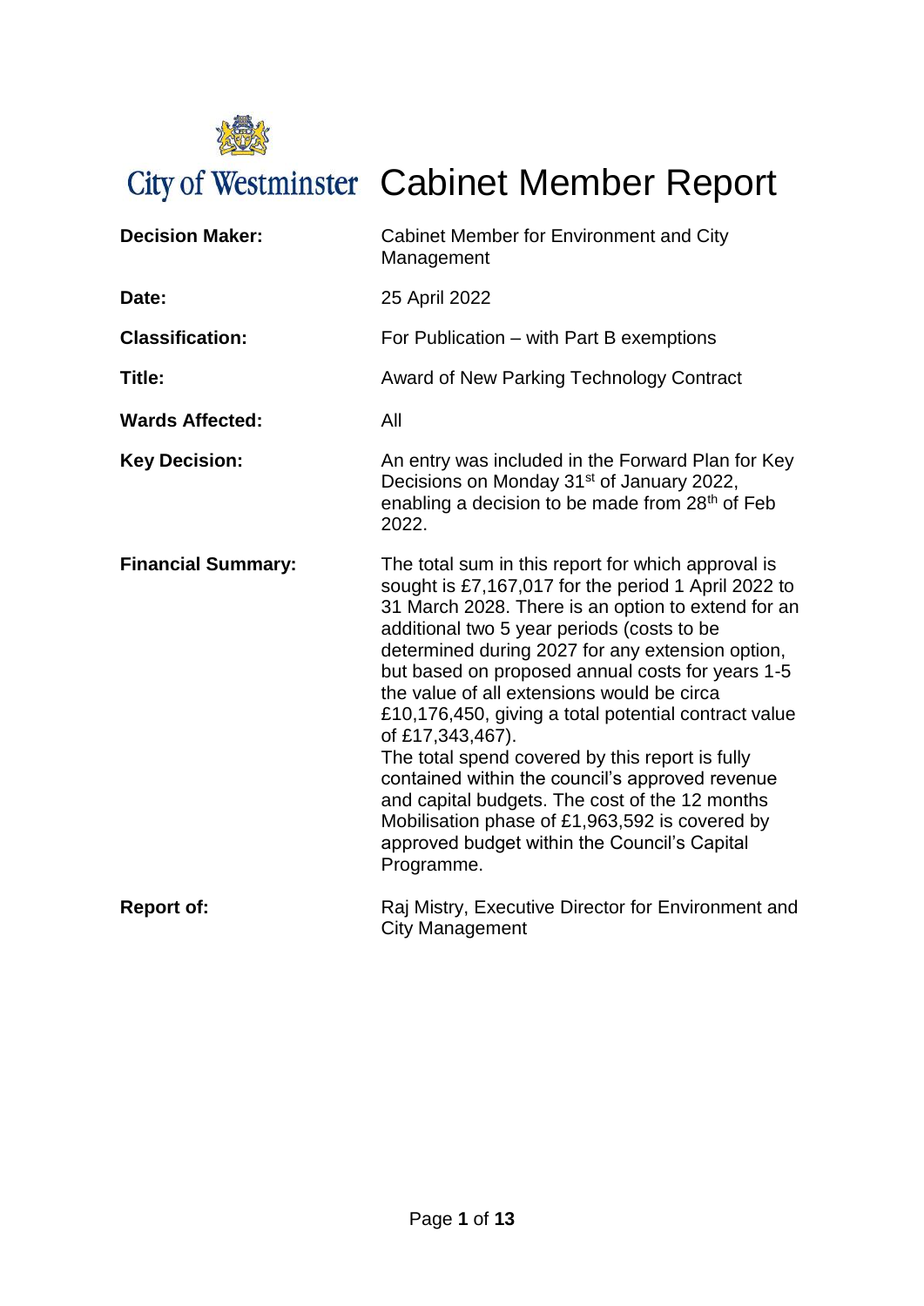City of Westminster

# Cabinet Member Report

| | |
|---|---|
| **Decision Maker:** | Cabinet Member for Environment and City Management |
| **Date:** | 25 April 2022 |
| **Classification:** | For Publication – with Part B exemptions |
| **Title:** | Award of New Parking Technology Contract |
| **Wards Affected:** | All |
| **Key Decision:** | An entry was included in the Forward Plan for Key Decisions on Monday 31st of January 2022, enabling a decision to be made from 28th of Feb 2022. |
| **Financial Summary:** | The total sum in this report for which approval is sought is £7,167,017 for the period 1 April 2022 to 31 March 2028. There is an option to extend for an additional two 5 year periods (costs to be determined during 2027 for any extension option, but based on proposed annual costs for years 1-5 the value of all extensions would be circa £10,176,450, giving a total potential contract value of £17,343,467).<br>The total spend covered by this report is fully contained within the council's approved revenue and capital budgets. The cost of the 12 months Mobilisation phase of £1,963,592 is covered by approved budget within the Council's Capital Programme. |
| **Report of:** | Raj Mistry, Executive Director for Environment and City Management |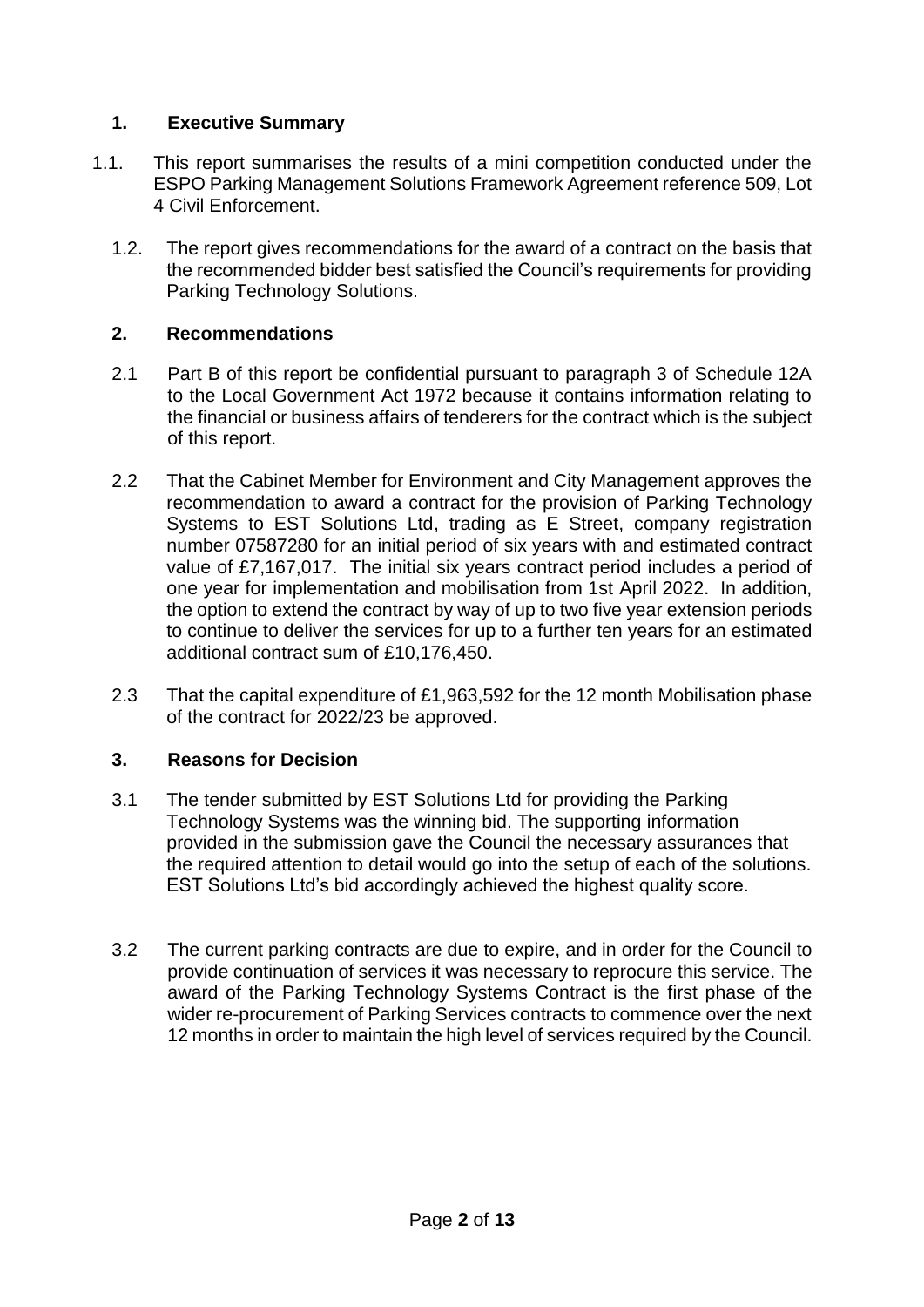## 1. Executive Summary

1.1. This report summarises the results of a mini competition conducted under the ESPO Parking Management Solutions Framework Agreement reference 509, Lot 4 Civil Enforcement.

1.2. The report gives recommendations for the award of a contract on the basis that the recommended bidder best satisfied the Council's requirements for providing Parking Technology Solutions.

## 2. Recommendations

2.1 Part B of this report be confidential pursuant to paragraph 3 of Schedule 12A to the Local Government Act 1972 because it contains information relating to the financial or business affairs of tenderers for the contract which is the subject of this report.

2.2 That the Cabinet Member for Environment and City Management approves the recommendation to award a contract for the provision of Parking Technology Systems to EST Solutions Ltd, trading as E Street, company registration number 07587280 for an initial period of six years with and estimated contract value of £7,167,017. The initial six years contract period includes a period of one year for implementation and mobilisation from 1st April 2022. In addition, the option to extend the contract by way of up to two five year extension periods to continue to deliver the services for up to a further ten years for an estimated additional contract sum of £10,176,450.

2.3 That the capital expenditure of £1,963,592 for the 12 month Mobilisation phase of the contract for 2022/23 be approved.

## 3. Reasons for Decision

3.1 The tender submitted by EST Solutions Ltd for providing the Parking Technology Systems was the winning bid. The supporting information provided in the submission gave the Council the necessary assurances that the required attention to detail would go into the setup of each of the solutions. EST Solutions Ltd's bid accordingly achieved the highest quality score.

3.2 The current parking contracts are due to expire, and in order for the Council to provide continuation of services it was necessary to reprocure this service. The award of the Parking Technology Systems Contract is the first phase of the wider re-procurement of Parking Services contracts to commence over the next 12 months in order to maintain the high level of services required by the Council.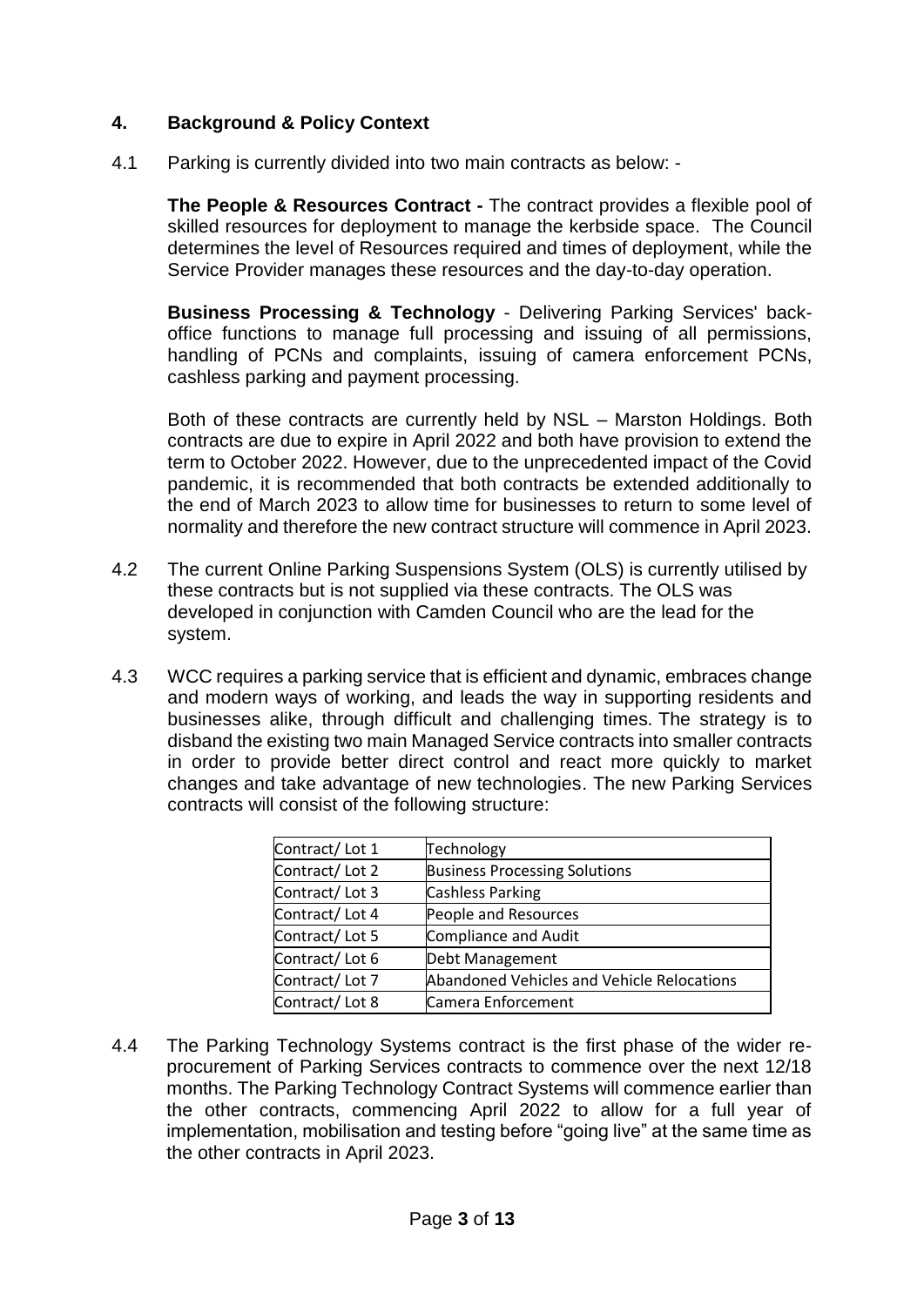## 4. Background & Policy Context

4.1 Parking is currently divided into two main contracts as below: -

**The People & Resources Contract -** The contract provides a flexible pool of skilled resources for deployment to manage the kerbside space. The Council determines the level of Resources required and times of deployment, while the Service Provider manages these resources and the day-to-day operation.

**Business Processing & Technology** - Delivering Parking Services' back-office functions to manage full processing and issuing of all permissions, handling of PCNs and complaints, issuing of camera enforcement PCNs, cashless parking and payment processing.

Both of these contracts are currently held by NSL – Marston Holdings. Both contracts are due to expire in April 2022 and both have provision to extend the term to October 2022. However, due to the unprecedented impact of the Covid pandemic, it is recommended that both contracts be extended additionally to the end of March 2023 to allow time for businesses to return to some level of normality and therefore the new contract structure will commence in April 2023.

4.2 The current Online Parking Suspensions System (OLS) is currently utilised by these contracts but is not supplied via these contracts. The OLS was developed in conjunction with Camden Council who are the lead for the system.

4.3 WCC requires a parking service that is efficient and dynamic, embraces change and modern ways of working, and leads the way in supporting residents and businesses alike, through difficult and challenging times. The strategy is to disband the existing two main Managed Service contracts into smaller contracts in order to provide better direct control and react more quickly to market changes and take advantage of new technologies. The new Parking Services contracts will consist of the following structure:

| Contract/ Lot 1 | Technology |
|---|---|
| Contract/ Lot 2 | Business Processing Solutions |
| Contract/ Lot 3 | Cashless Parking |
| Contract/ Lot 4 | People and Resources |
| Contract/ Lot 5 | Compliance and Audit |
| Contract/ Lot 6 | Debt Management |
| Contract/ Lot 7 | Abandoned Vehicles and Vehicle Relocations |
| Contract/ Lot 8 | Camera Enforcement |

4.4 The Parking Technology Systems contract is the first phase of the wider re-procurement of Parking Services contracts to commence over the next 12/18 months. The Parking Technology Contract Systems will commence earlier than the other contracts, commencing April 2022 to allow for a full year of implementation, mobilisation and testing before "going live" at the same time as the other contracts in April 2023.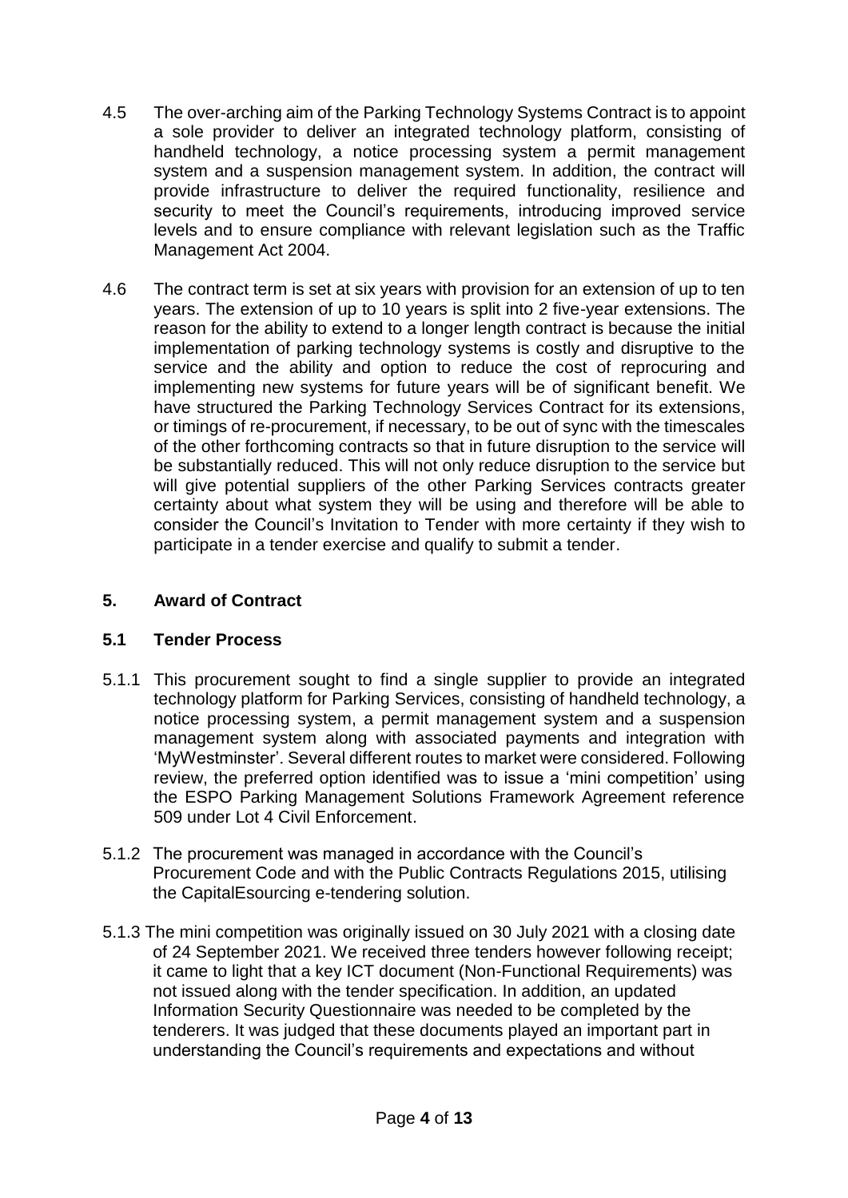4.5 The over-arching aim of the Parking Technology Systems Contract is to appoint a sole provider to deliver an integrated technology platform, consisting of handheld technology, a notice processing system a permit management system and a suspension management system. In addition, the contract will provide infrastructure to deliver the required functionality, resilience and security to meet the Council's requirements, introducing improved service levels and to ensure compliance with relevant legislation such as the Traffic Management Act 2004.

4.6 The contract term is set at six years with provision for an extension of up to ten years. The extension of up to 10 years is split into 2 five-year extensions. The reason for the ability to extend to a longer length contract is because the initial implementation of parking technology systems is costly and disruptive to the service and the ability and option to reduce the cost of reprocuring and implementing new systems for future years will be of significant benefit. We have structured the Parking Technology Services Contract for its extensions, or timings of re-procurement, if necessary, to be out of sync with the timescales of the other forthcoming contracts so that in future disruption to the service will be substantially reduced. This will not only reduce disruption to the service but will give potential suppliers of the other Parking Services contracts greater certainty about what system they will be using and therefore will be able to consider the Council's Invitation to Tender with more certainty if they wish to participate in a tender exercise and qualify to submit a tender.

## 5. Award of Contract

### 5.1 Tender Process

5.1.1 This procurement sought to find a single supplier to provide an integrated technology platform for Parking Services, consisting of handheld technology, a notice processing system, a permit management system and a suspension management system along with associated payments and integration with 'MyWestminster'. Several different routes to market were considered. Following review, the preferred option identified was to issue a 'mini competition' using the ESPO Parking Management Solutions Framework Agreement reference 509 under Lot 4 Civil Enforcement.

5.1.2 The procurement was managed in accordance with the Council's Procurement Code and with the Public Contracts Regulations 2015, utilising the CapitalEsourcing e-tendering solution.

5.1.3 The mini competition was originally issued on 30 July 2021 with a closing date of 24 September 2021. We received three tenders however following receipt; it came to light that a key ICT document (Non-Functional Requirements) was not issued along with the tender specification. In addition, an updated Information Security Questionnaire was needed to be completed by the tenderers. It was judged that these documents played an important part in understanding the Council's requirements and expectations and without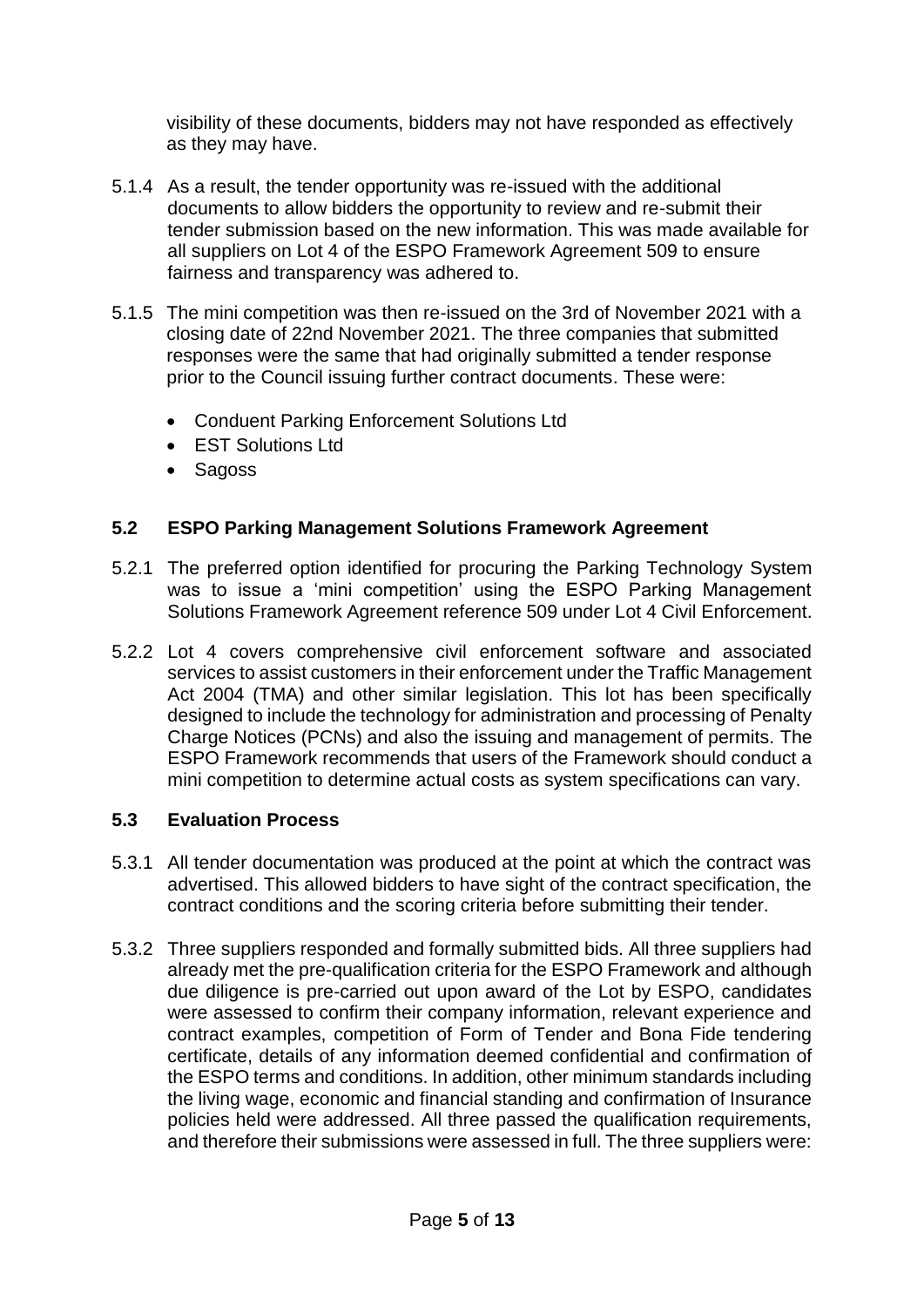visibility of these documents, bidders may not have responded as effectively as they may have.

5.1.4 As a result, the tender opportunity was re-issued with the additional documents to allow bidders the opportunity to review and re-submit their tender submission based on the new information. This was made available for all suppliers on Lot 4 of the ESPO Framework Agreement 509 to ensure fairness and transparency was adhered to.

5.1.5 The mini competition was then re-issued on the 3rd of November 2021 with a closing date of 22nd November 2021. The three companies that submitted responses were the same that had originally submitted a tender response prior to the Council issuing further contract documents. These were:

- Conduent Parking Enforcement Solutions Ltd
- EST Solutions Ltd
- Sagoss

## 5.2 ESPO Parking Management Solutions Framework Agreement

5.2.1 The preferred option identified for procuring the Parking Technology System was to issue a 'mini competition' using the ESPO Parking Management Solutions Framework Agreement reference 509 under Lot 4 Civil Enforcement.

5.2.2 Lot 4 covers comprehensive civil enforcement software and associated services to assist customers in their enforcement under the Traffic Management Act 2004 (TMA) and other similar legislation. This lot has been specifically designed to include the technology for administration and processing of Penalty Charge Notices (PCNs) and also the issuing and management of permits. The ESPO Framework recommends that users of the Framework should conduct a mini competition to determine actual costs as system specifications can vary.

## 5.3 Evaluation Process

5.3.1 All tender documentation was produced at the point at which the contract was advertised. This allowed bidders to have sight of the contract specification, the contract conditions and the scoring criteria before submitting their tender.

5.3.2 Three suppliers responded and formally submitted bids. All three suppliers had already met the pre-qualification criteria for the ESPO Framework and although due diligence is pre-carried out upon award of the Lot by ESPO, candidates were assessed to confirm their company information, relevant experience and contract examples, competition of Form of Tender and Bona Fide tendering certificate, details of any information deemed confidential and confirmation of the ESPO terms and conditions. In addition, other minimum standards including the living wage, economic and financial standing and confirmation of Insurance policies held were addressed. All three passed the qualification requirements, and therefore their submissions were assessed in full. The three suppliers were: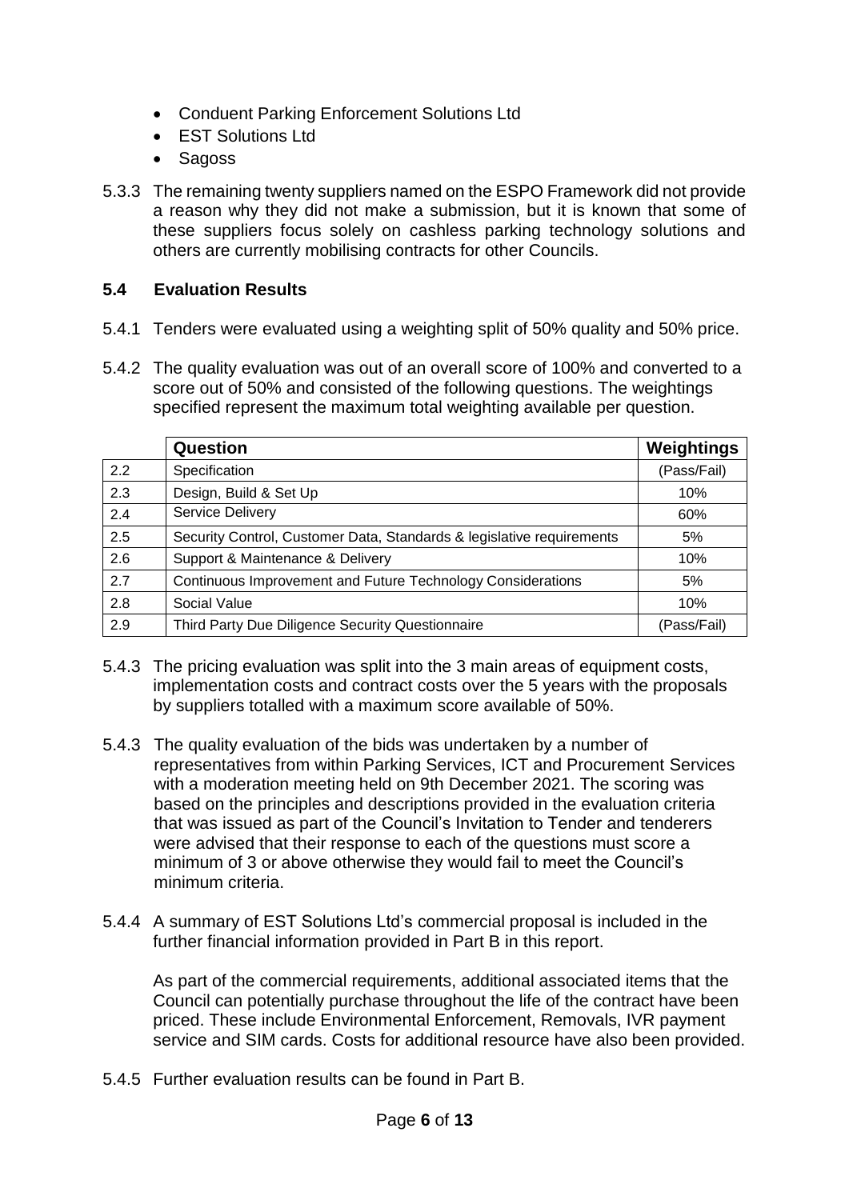- Conduent Parking Enforcement Solutions Ltd
- EST Solutions Ltd
- Sagoss

5.3.3 The remaining twenty suppliers named on the ESPO Framework did not provide a reason why they did not make a submission, but it is known that some of these suppliers focus solely on cashless parking technology solutions and others are currently mobilising contracts for other Councils.

### 5.4 Evaluation Results

5.4.1 Tenders were evaluated using a weighting split of 50% quality and 50% price.

5.4.2 The quality evaluation was out of an overall score of 100% and converted to a score out of 50% and consisted of the following questions. The weightings specified represent the maximum total weighting available per question.

| | Question | Weightings |
|---|---|---|
| 2.2 | Specification | (Pass/Fail) |
| 2.3 | Design, Build & Set Up | 10% |
| 2.4 | Service Delivery | 60% |
| 2.5 | Security Control, Customer Data, Standards & legislative requirements | 5% |
| 2.6 | Support & Maintenance & Delivery | 10% |
| 2.7 | Continuous Improvement and Future Technology Considerations | 5% |
| 2.8 | Social Value | 10% |
| 2.9 | Third Party Due Diligence Security Questionnaire | (Pass/Fail) |

5.4.3 The pricing evaluation was split into the 3 main areas of equipment costs, implementation costs and contract costs over the 5 years with the proposals by suppliers totalled with a maximum score available of 50%.

5.4.3 The quality evaluation of the bids was undertaken by a number of representatives from within Parking Services, ICT and Procurement Services with a moderation meeting held on 9th December 2021. The scoring was based on the principles and descriptions provided in the evaluation criteria that was issued as part of the Council's Invitation to Tender and tenderers were advised that their response to each of the questions must score a minimum of 3 or above otherwise they would fail to meet the Council's minimum criteria.

5.4.4 A summary of EST Solutions Ltd's commercial proposal is included in the further financial information provided in Part B in this report.

As part of the commercial requirements, additional associated items that the Council can potentially purchase throughout the life of the contract have been priced. These include Environmental Enforcement, Removals, IVR payment service and SIM cards. Costs for additional resource have also been provided.

5.4.5 Further evaluation results can be found in Part B.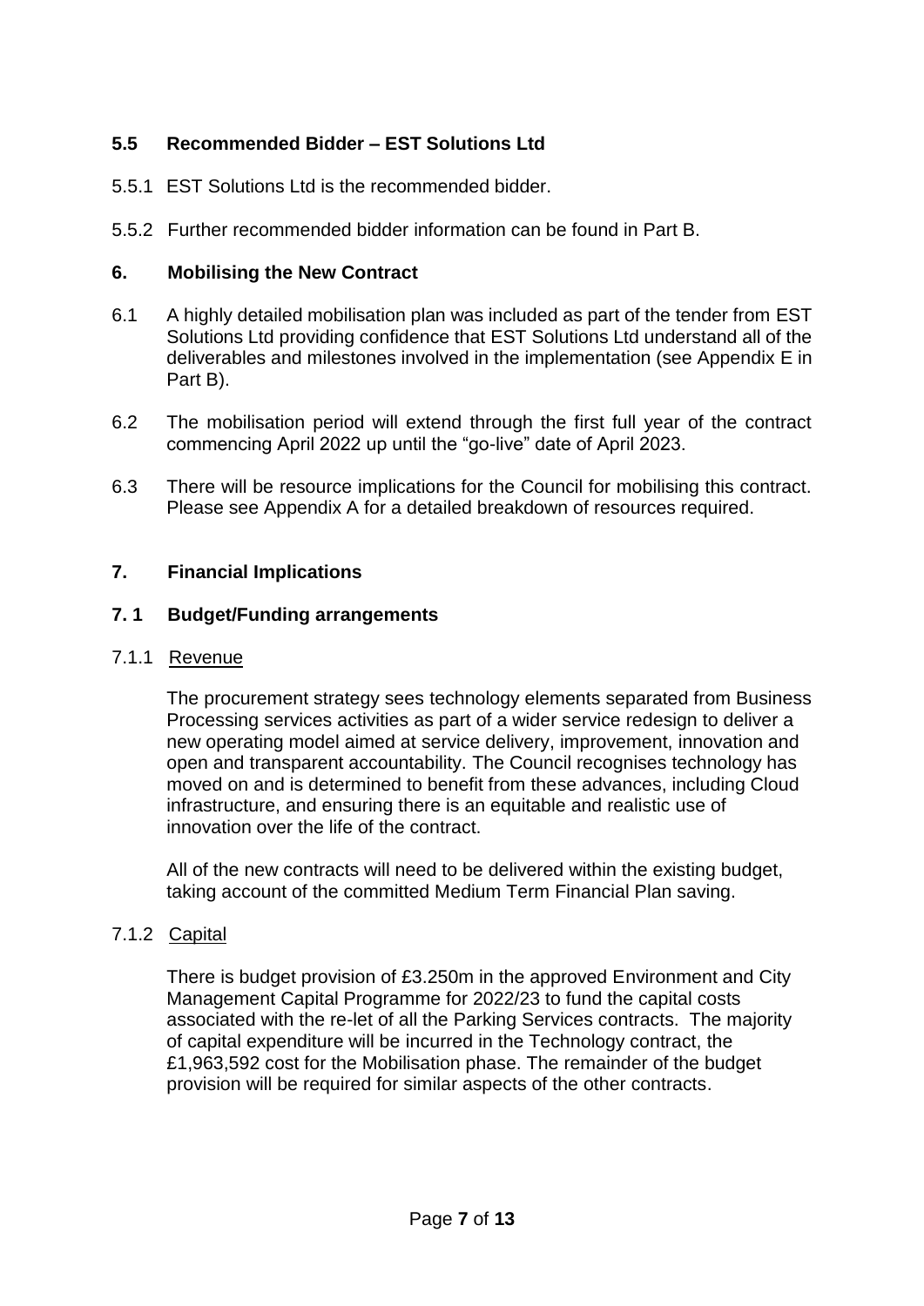### 5.5 Recommended Bidder – EST Solutions Ltd

5.5.1 EST Solutions Ltd is the recommended bidder.

5.5.2 Further recommended bidder information can be found in Part B.

## 6. Mobilising the New Contract

6.1 A highly detailed mobilisation plan was included as part of the tender from EST Solutions Ltd providing confidence that EST Solutions Ltd understand all of the deliverables and milestones involved in the implementation (see Appendix E in Part B).

6.2 The mobilisation period will extend through the first full year of the contract commencing April 2022 up until the "go-live" date of April 2023.

6.3 There will be resource implications for the Council for mobilising this contract. Please see Appendix A for a detailed breakdown of resources required.

## 7. Financial Implications

### 7.1 Budget/Funding arrangements

7.1.1 Revenue

The procurement strategy sees technology elements separated from Business Processing services activities as part of a wider service redesign to deliver a new operating model aimed at service delivery, improvement, innovation and open and transparent accountability. The Council recognises technology has moved on and is determined to benefit from these advances, including Cloud infrastructure, and ensuring there is an equitable and realistic use of innovation over the life of the contract.

All of the new contracts will need to be delivered within the existing budget, taking account of the committed Medium Term Financial Plan saving.

7.1.2 Capital

There is budget provision of £3.250m in the approved Environment and City Management Capital Programme for 2022/23 to fund the capital costs associated with the re-let of all the Parking Services contracts. The majority of capital expenditure will be incurred in the Technology contract, the £1,963,592 cost for the Mobilisation phase. The remainder of the budget provision will be required for similar aspects of the other contracts.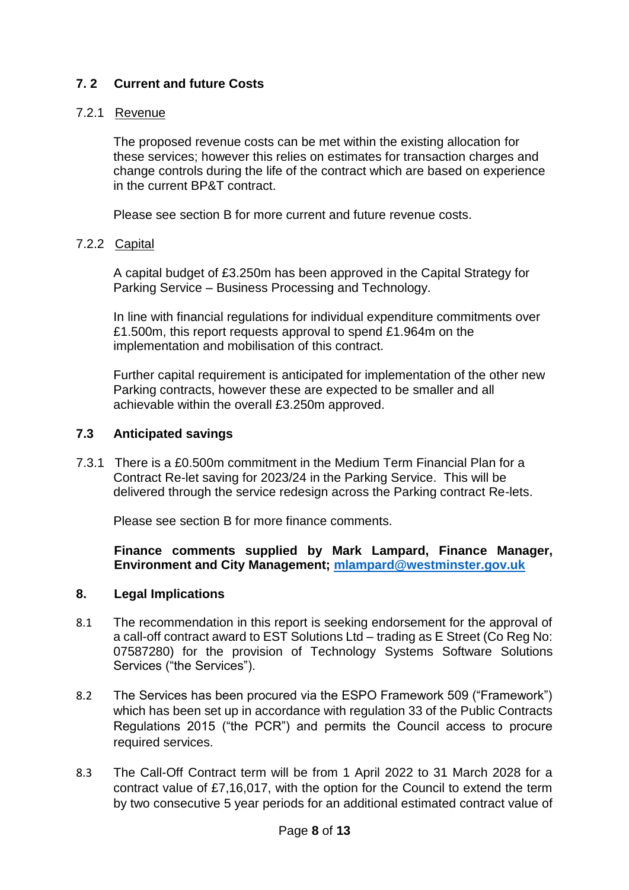### 7. 2 Current and future Costs

7.2.1 Revenue

The proposed revenue costs can be met within the existing allocation for these services; however this relies on estimates for transaction charges and change controls during the life of the contract which are based on experience in the current BP&T contract.

Please see section B for more current and future revenue costs.

7.2.2 Capital

A capital budget of £3.250m has been approved in the Capital Strategy for Parking Service – Business Processing and Technology.

In line with financial regulations for individual expenditure commitments over £1.500m, this report requests approval to spend £1.964m on the implementation and mobilisation of this contract.

Further capital requirement is anticipated for implementation of the other new Parking contracts, however these are expected to be smaller and all achievable within the overall £3.250m approved.

### 7.3 Anticipated savings

7.3.1 There is a £0.500m commitment in the Medium Term Financial Plan for a Contract Re-let saving for 2023/24 in the Parking Service. This will be delivered through the service redesign across the Parking contract Re-lets.

Please see section B for more finance comments.

**Finance comments supplied by Mark Lampard, Finance Manager, Environment and City Management; [mlampard@westminster.gov.uk](mailto:mlampard@westminster.gov.uk)**

### 8. Legal Implications

8.1 The recommendation in this report is seeking endorsement for the approval of a call-off contract award to EST Solutions Ltd – trading as E Street (Co Reg No: 07587280) for the provision of Technology Systems Software Solutions Services ("the Services").

8.2 The Services has been procured via the ESPO Framework 509 ("Framework") which has been set up in accordance with regulation 33 of the Public Contracts Regulations 2015 ("the PCR") and permits the Council access to procure required services.

8.3 The Call-Off Contract term will be from 1 April 2022 to 31 March 2028 for a contract value of £7,16,017, with the option for the Council to extend the term by two consecutive 5 year periods for an additional estimated contract value of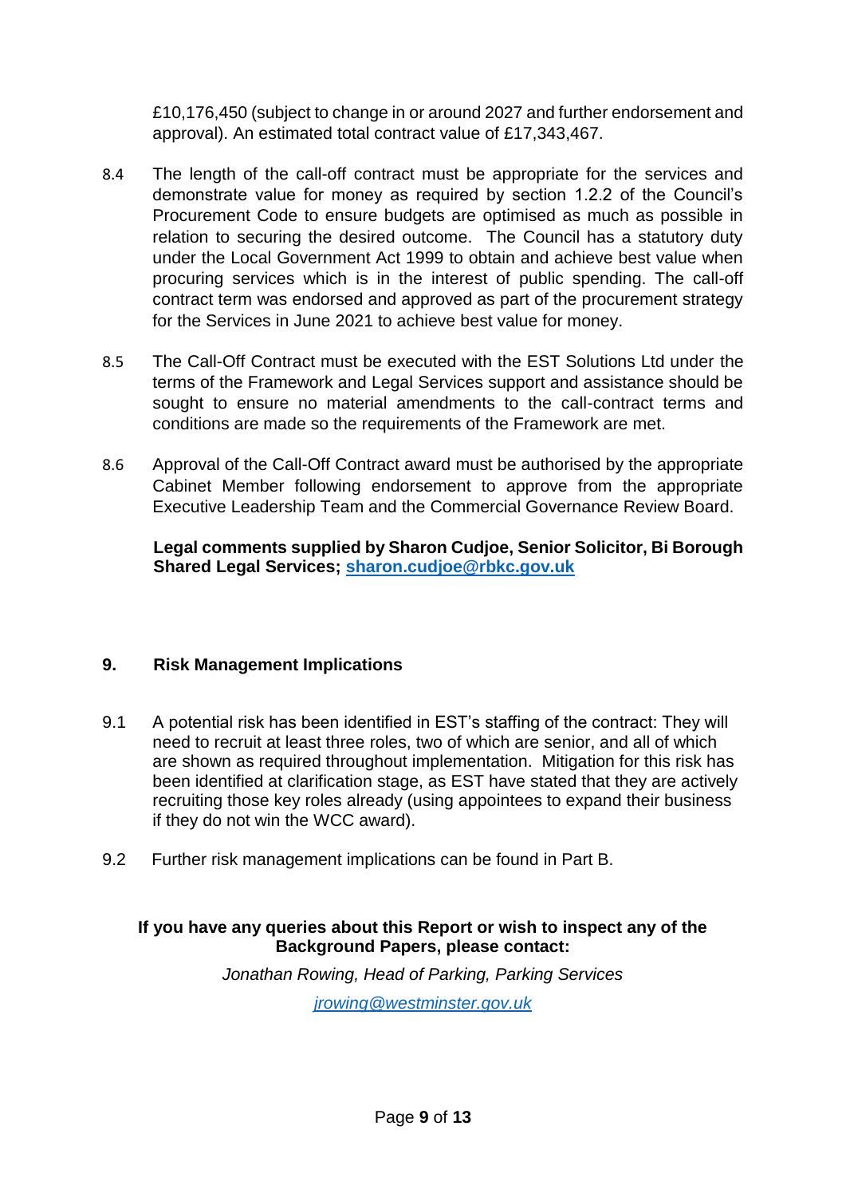£10,176,450 (subject to change in or around 2027 and further endorsement and approval). An estimated total contract value of £17,343,467.

8.4 The length of the call-off contract must be appropriate for the services and demonstrate value for money as required by section 1.2.2 of the Council's Procurement Code to ensure budgets are optimised as much as possible in relation to securing the desired outcome. The Council has a statutory duty under the Local Government Act 1999 to obtain and achieve best value when procuring services which is in the interest of public spending. The call-off contract term was endorsed and approved as part of the procurement strategy for the Services in June 2021 to achieve best value for money.

8.5 The Call-Off Contract must be executed with the EST Solutions Ltd under the terms of the Framework and Legal Services support and assistance should be sought to ensure no material amendments to the call-contract terms and conditions are made so the requirements of the Framework are met.

8.6 Approval of the Call-Off Contract award must be authorised by the appropriate Cabinet Member following endorsement to approve from the appropriate Executive Leadership Team and the Commercial Governance Review Board.

**Legal comments supplied by Sharon Cudjoe, Senior Solicitor, Bi Borough Shared Legal Services; sharon.cudjoe@rbkc.gov.uk**

## 9. Risk Management Implications

9.1 A potential risk has been identified in EST's staffing of the contract: They will need to recruit at least three roles, two of which are senior, and all of which are shown as required throughout implementation. Mitigation for this risk has been identified at clarification stage, as EST have stated that they are actively recruiting those key roles already (using appointees to expand their business if they do not win the WCC award).

9.2 Further risk management implications can be found in Part B.

**If you have any queries about this Report or wish to inspect any of the Background Papers, please contact:**

*Jonathan Rowing, Head of Parking, Parking Services*

*jrowing@westminster.gov.uk*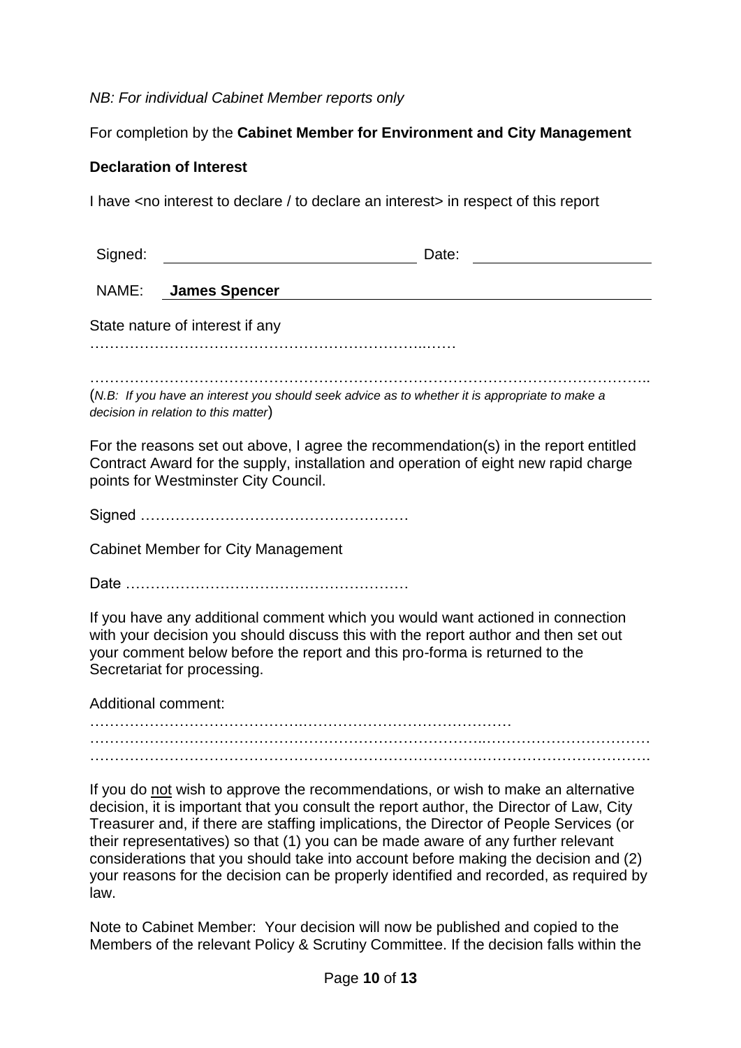*NB: For individual Cabinet Member reports only*

For completion by the **Cabinet Member for Environment and City Management**

**Declaration of Interest**

I have <no interest to declare / to declare an interest> in respect of this report

| Signed: | | Date: | |
|---|---|---|---|
| NAME: | **James Spencer** | | |

State nature of interest if any …………………………………………………………..……

…………………………………………………………………………………………………..

(*N.B: If you have an interest you should seek advice as to whether it is appropriate to make a decision in relation to this matter*)

For the reasons set out above, I agree the recommendation(s) in the report entitled Contract Award for the supply, installation and operation of eight new rapid charge points for Westminster City Council.

Signed ………………………………………………

Cabinet Member for City Management

Date …………………………………………………

If you have any additional comment which you would want actioned in connection with your decision you should discuss this with the report author and then set out your comment below before the report and this pro-forma is returned to the Secretariat for processing.

Additional comment:
……………………………………………………………………………
…………………………………………………………………………………………………
…………………………………………………………………………………………………

If you do not wish to approve the recommendations, or wish to make an alternative decision, it is important that you consult the report author, the Director of Law, City Treasurer and, if there are staffing implications, the Director of People Services (or their representatives) so that (1) you can be made aware of any further relevant considerations that you should take into account before making the decision and (2) your reasons for the decision can be properly identified and recorded, as required by law.

Note to Cabinet Member: Your decision will now be published and copied to the Members of the relevant Policy & Scrutiny Committee. If the decision falls within the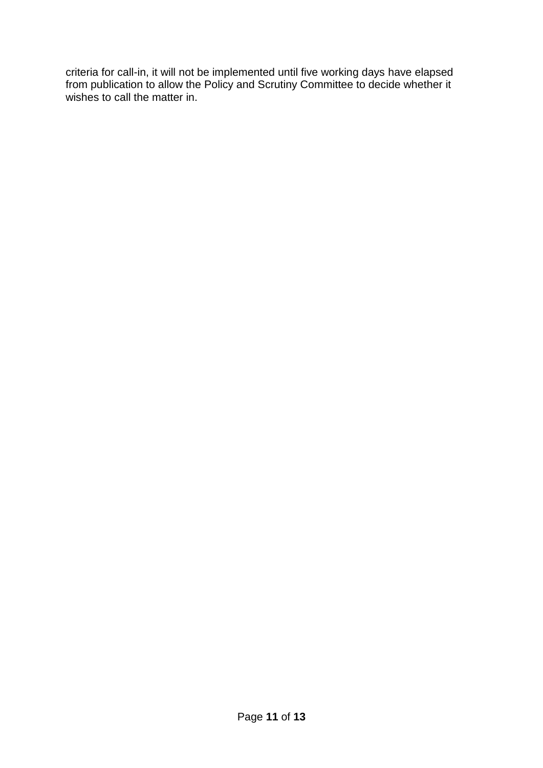criteria for call-in, it will not be implemented until five working days have elapsed from publication to allow the Policy and Scrutiny Committee to decide whether it wishes to call the matter in.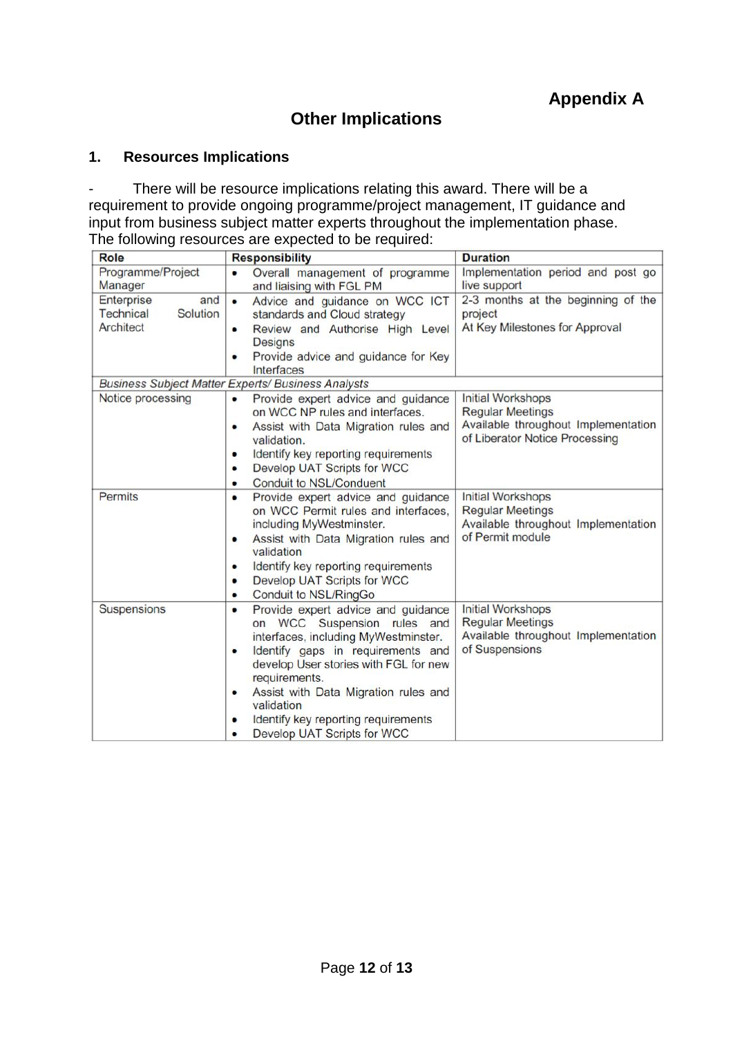**Appendix A**

## Other Implications

### 1. Resources Implications

- There will be resource implications relating this award. There will be a requirement to provide ongoing programme/project management, IT guidance and input from business subject matter experts throughout the implementation phase. The following resources are expected to be required:

| Role | Responsibility | Duration |
|---|---|---|
| Programme/Project Manager | • Overall management of programme and liaising with FGL PM | Implementation period and post go live support |
| Enterprise and Technical Solution Architect | • Advice and guidance on WCC ICT standards and Cloud strategy<br>• Review and Authorise High Level Designs<br>• Provide advice and guidance for Key Interfaces | 2-3 months at the beginning of the project<br>At Key Milestones for Approval |
| *Business Subject Matter Experts/ Business Analysts* | | |
| Notice processing | • Provide expert advice and guidance on WCC NP rules and interfaces.<br>• Assist with Data Migration rules and validation.<br>• Identify key reporting requirements<br>• Develop UAT Scripts for WCC<br>• Conduit to NSL/Conduent | Initial Workshops<br>Regular Meetings<br>Available throughout Implementation of Liberator Notice Processing |
| Permits | • Provide expert advice and guidance on WCC Permit rules and interfaces, including MyWestminster.<br>• Assist with Data Migration rules and validation<br>• Identify key reporting requirements<br>• Develop UAT Scripts for WCC<br>• Conduit to NSL/RingGo | Initial Workshops<br>Regular Meetings<br>Available throughout Implementation of Permit module |
| Suspensions | • Provide expert advice and guidance on WCC Suspension rules and interfaces, including MyWestminster.<br>• Identify gaps in requirements and develop User stories with FGL for new requirements.<br>• Assist with Data Migration rules and validation<br>• Identify key reporting requirements<br>• Develop UAT Scripts for WCC | Initial Workshops<br>Regular Meetings<br>Available throughout Implementation of Suspensions |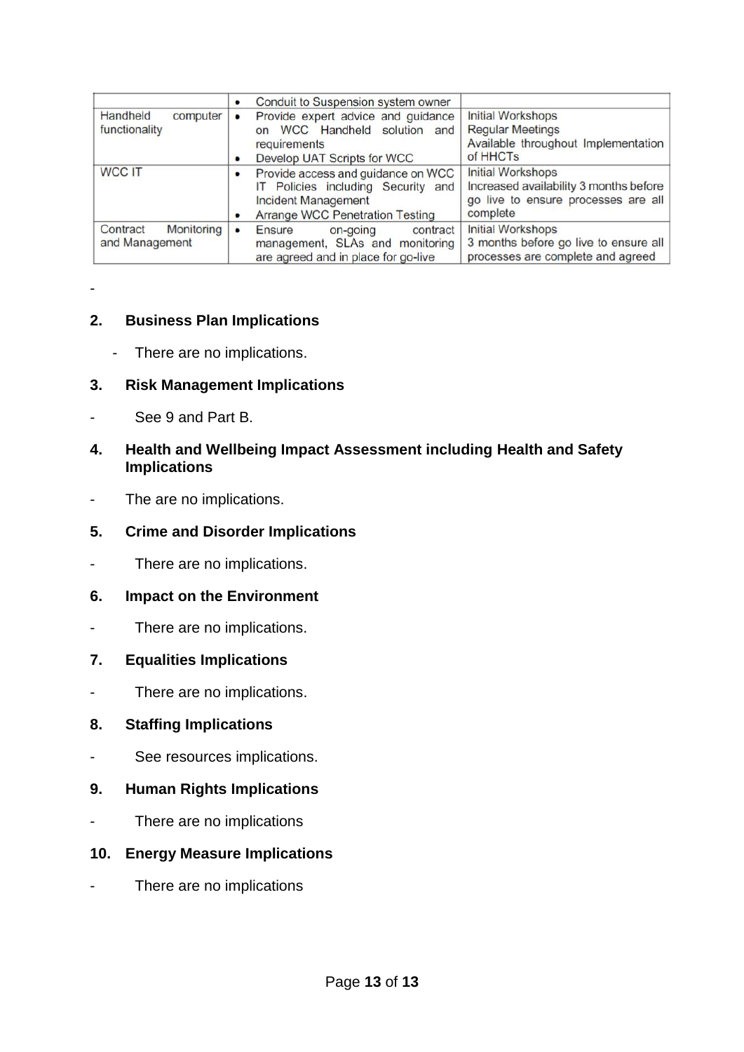| | | |
|---|---|---|
| | • Conduit to Suspension system owner | |
| Handheld computer functionality | • Provide expert advice and guidance on WCC Handheld solution and requirements<br>• Develop UAT Scripts for WCC | Initial Workshops<br>Regular Meetings<br>Available throughout Implementation of HHCTs |
| WCC IT | • Provide access and guidance on WCC IT Policies including Security and Incident Management<br>• Arrange WCC Penetration Testing | Initial Workshops<br>Increased availability 3 months before go live to ensure processes are all complete |
| Contract Monitoring and Management | • Ensure on-going contract management, SLAs and monitoring are agreed and in place for go-live | Initial Workshops<br>3 months before go live to ensure all processes are complete and agreed |

-

**2. Business Plan Implications**

- There are no implications.

**3. Risk Management Implications**

- See 9 and Part B.

**4. Health and Wellbeing Impact Assessment including Health and Safety Implications**

- The are no implications.

**5. Crime and Disorder Implications**

- There are no implications.

**6. Impact on the Environment**

- There are no implications.

**7. Equalities Implications**

- There are no implications.

**8. Staffing Implications**

- See resources implications.

**9. Human Rights Implications**

- There are no implications

**10. Energy Measure Implications**

- There are no implications